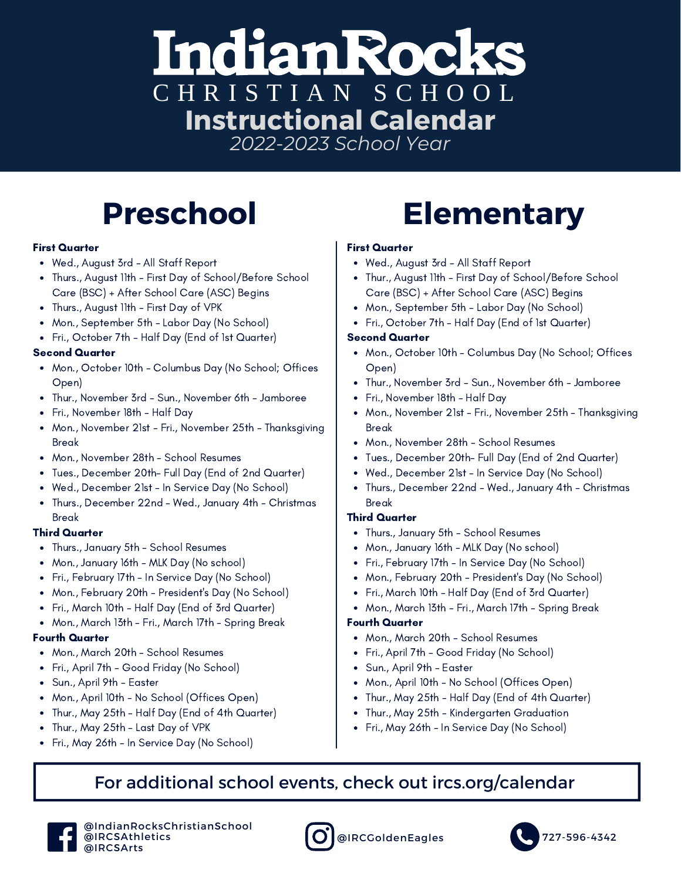# IndianRocks CHRISTIAN SCHOOL

## Instructional Calendar

*2022-2023 School Year*

## Preschool

**First Quarter**

- Wed., August 3rd - All Staff Report
- Thurs., August 11th - First Day of School/Before School Care (BSC) + After School Care (ASC) Begins
- Thurs., August 11th - First Day of VPK
- Mon., September 5th - Labor Day (No School)
- Fri., October 7th - Half Day (End of 1st Quarter)

**Second Quarter**

- Mon., October 10th - Columbus Day (No School; Offices Open)
- Thur., November 3rd - Sun., November 6th - Jamboree
- Fri., November 18th - Half Day
- Mon., November 21st - Fri., November 25th - Thanksgiving Break
- Mon., November 28th - School Resumes
- Tues., December 20th- Full Day (End of 2nd Quarter)
- Wed., December 21st - In Service Day (No School)
- Thurs., December 22nd - Wed., January 4th - Christmas Break

**Third Quarter**

- Thurs., January 5th - School Resumes
- Mon., January 16th - MLK Day (No school)
- Fri., February 17th - In Service Day (No School)
- Mon., February 20th - President's Day (No School)
- Fri., March 10th - Half Day (End of 3rd Quarter)
- Mon., March 13th - Fri., March 17th - Spring Break

**Fourth Quarter**

- Mon., March 20th - School Resumes
- Fri., April 7th - Good Friday (No School)
- Sun., April 9th - Easter
- Mon., April 10th - No School (Offices Open)
- Thur., May 25th - Half Day (End of 4th Quarter)
- Thur., May 25th - Last Day of VPK
- Fri., May 26th - In Service Day (No School)

## Elementary

**First Quarter**

- Wed., August 3rd - All Staff Report
- Thur., August 11th - First Day of School/Before School Care (BSC) + After School Care (ASC) Begins
- Mon., September 5th - Labor Day (No School)
- Fri., October 7th - Half Day (End of 1st Quarter)

**Second Quarter**

- Mon., October 10th - Columbus Day (No School; Offices Open)
- Thur., November 3rd - Sun., November 6th - Jamboree
- Fri., November 18th - Half Day
- Mon., November 21st - Fri., November 25th - Thanksgiving Break
- Mon., November 28th - School Resumes
- Tues., December 20th- Full Day (End of 2nd Quarter)
- Wed., December 21st - In Service Day (No School)
- Thurs., December 22nd - Wed., January 4th - Christmas Break

**Third Quarter**

- Thurs., January 5th - School Resumes
- Mon., January 16th - MLK Day (No school)
- Fri., February 17th - In Service Day (No School)
- Mon., February 20th - President's Day (No School)
- Fri., March 10th - Half Day (End of 3rd Quarter)
- Mon., March 13th - Fri., March 17th - Spring Break

**Fourth Quarter**

- Mon., March 20th - School Resumes
- Fri., April 7th - Good Friday (No School)
- Sun., April 9th - Easter
- Mon., April 10th - No School (Offices Open)
- Thur., May 25th - Half Day (End of 4th Quarter)
- Thur., May 25th - Kindergarten Graduation
- Fri., May 26th - In Service Day (No School)

For additional school events, check out ircs.org/calendar

@IndianRocksChristianSchool
@IRCSAthletics
@IRCSArts

@IRCGoldenEagles

727-596-4342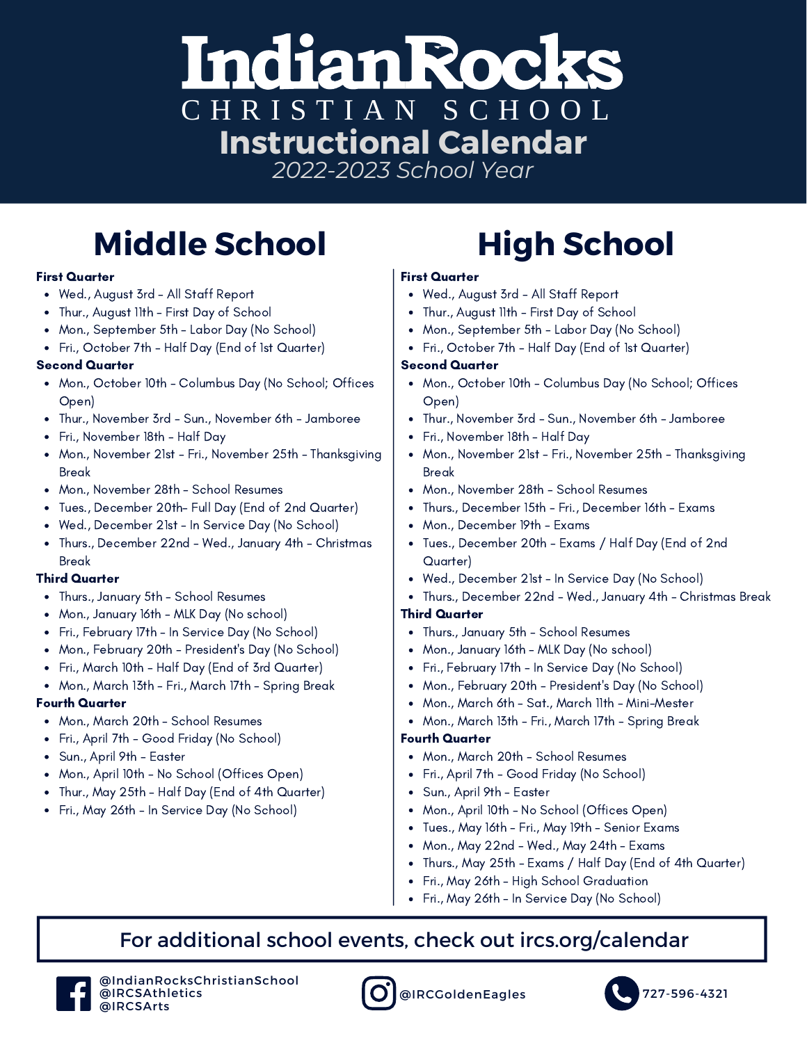# Indian Rocks

CHRISTIAN SCHOOL

## Instructional Calendar

*2022-2023 School Year*

## Middle School

**First Quarter**

- Wed., August 3rd - All Staff Report
- Thur., August 11th - First Day of School
- Mon., September 5th - Labor Day (No School)
- Fri., October 7th - Half Day (End of 1st Quarter)

**Second Quarter**

- Mon., October 10th - Columbus Day (No School; Offices Open)
- Thur., November 3rd - Sun., November 6th - Jamboree
- Fri., November 18th - Half Day
- Mon., November 21st - Fri., November 25th - Thanksgiving Break
- Mon., November 28th - School Resumes
- Tues., December 20th– Full Day (End of 2nd Quarter)
- Wed., December 21st - In Service Day (No School)
- Thurs., December 22nd - Wed., January 4th - Christmas Break

**Third Quarter**

- Thurs., January 5th - School Resumes
- Mon., January 16th - MLK Day (No school)
- Fri., February 17th - In Service Day (No School)
- Mon., February 20th - President's Day (No School)
- Fri., March 10th - Half Day (End of 3rd Quarter)
- Mon., March 13th - Fri., March 17th - Spring Break

**Fourth Quarter**

- Mon., March 20th - School Resumes
- Fri., April 7th - Good Friday (No School)
- Sun., April 9th - Easter
- Mon., April 10th - No School (Offices Open)
- Thur., May 25th - Half Day (End of 4th Quarter)
- Fri., May 26th - In Service Day (No School)

## High School

**First Quarter**

- Wed., August 3rd - All Staff Report
- Thur., August 11th - First Day of School
- Mon., September 5th - Labor Day (No School)
- Fri., October 7th - Half Day (End of 1st Quarter)

**Second Quarter**

- Mon., October 10th - Columbus Day (No School; Offices Open)
- Thur., November 3rd - Sun., November 6th - Jamboree
- Fri., November 18th - Half Day
- Mon., November 21st - Fri., November 25th - Thanksgiving Break
- Mon., November 28th - School Resumes
- Thurs., December 15th - Fri., December 16th - Exams
- Mon., December 19th - Exams
- Tues., December 20th - Exams / Half Day (End of 2nd Quarter)
- Wed., December 21st - In Service Day (No School)
- Thurs., December 22nd - Wed., January 4th - Christmas Break

**Third Quarter**

- Thurs., January 5th - School Resumes
- Mon., January 16th - MLK Day (No school)
- Fri., February 17th - In Service Day (No School)
- Mon., February 20th - President's Day (No School)
- Mon., March 6th - Sat., March 11th - Mini-Mester
- Mon., March 13th - Fri., March 17th - Spring Break

**Fourth Quarter**

- Mon., March 20th - School Resumes
- Fri., April 7th - Good Friday (No School)
- Sun., April 9th - Easter
- Mon., April 10th - No School (Offices Open)
- Tues., May 16th - Fri., May 19th - Senior Exams
- Mon., May 22nd - Wed., May 24th - Exams
- Thurs., May 25th - Exams / Half Day (End of 4th Quarter)
- Fri., May 26th - High School Graduation
- Fri., May 26th - In Service Day (No School)

For additional school events, check out ircs.org/calendar

@IndianRocksChristianSchool
@IRCSAthletics
@IRCSArts

@IRCGoldenEagles

727-596-4321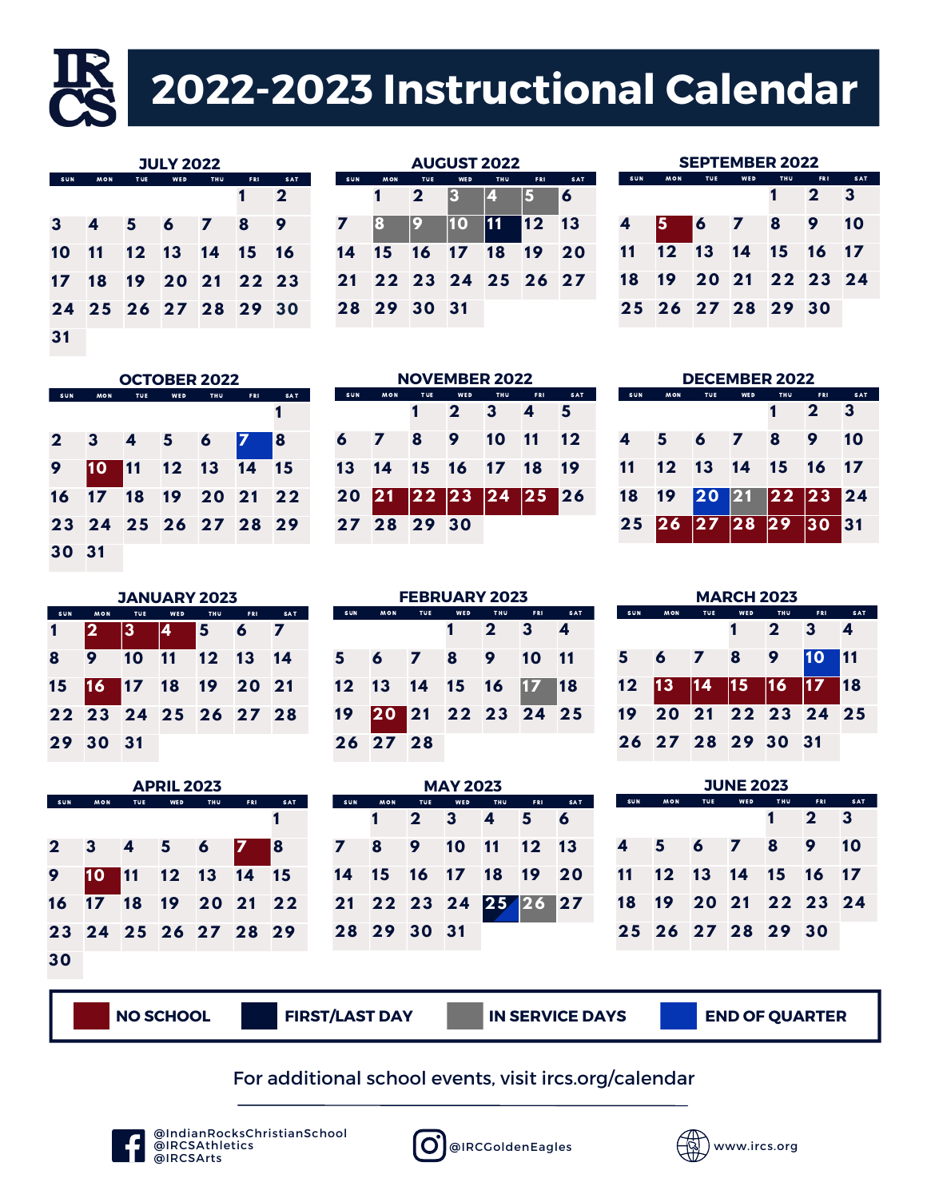# 2022-2023 Instructional Calendar

### JULY 2022

| SUN | MON | TUE | WED | THU | FRI | SAT |
|---|---|---|---|---|---|---|
| | | | | | 1 | 2 |
| 3 | 4 | 5 | 6 | 7 | 8 | 9 |
| 10 | 11 | 12 | 13 | 14 | 15 | 16 |
| 17 | 18 | 19 | 20 | 21 | 22 | 23 |
| 24 | 25 | 26 | 27 | 28 | 29 | 30 |
| 31 | | | | | | |

### AUGUST 2022

| SUN | MON | TUE | WED | THU | FRI | SAT |
|---|---|---|---|---|---|---|
| | 1 | 2 | 3 | 4 | 5 | 6 |
| 7 | 8 | 9 | 10 | 11 | 12 | 13 |
| 14 | 15 | 16 | 17 | 18 | 19 | 20 |
| 21 | 22 | 23 | 24 | 25 | 26 | 27 |
| 28 | 29 | 30 | 31 | | | |

### SEPTEMBER 2022

| SUN | MON | TUE | WED | THU | FRI | SAT |
|---|---|---|---|---|---|---|
| | | | | 1 | 2 | 3 |
| 4 | 5 | 6 | 7 | 8 | 9 | 10 |
| 11 | 12 | 13 | 14 | 15 | 16 | 17 |
| 18 | 19 | 20 | 21 | 22 | 23 | 24 |
| 25 | 26 | 27 | 28 | 29 | 30 | |

### OCTOBER 2022

| SUN | MON | TUE | WED | THU | FRI | SAT |
|---|---|---|---|---|---|---|
| | | | | | | 1 |
| 2 | 3 | 4 | 5 | 6 | 7 | 8 |
| 9 | 10 | 11 | 12 | 13 | 14 | 15 |
| 16 | 17 | 18 | 19 | 20 | 21 | 22 |
| 23 | 24 | 25 | 26 | 27 | 28 | 29 |
| 30 | 31 | | | | | |

### NOVEMBER 2022

| SUN | MON | TUE | WED | THU | FRI | SAT |
|---|---|---|---|---|---|---|
| | | 1 | 2 | 3 | 4 | 5 |
| 6 | 7 | 8 | 9 | 10 | 11 | 12 |
| 13 | 14 | 15 | 16 | 17 | 18 | 19 |
| 20 | 21 | 22 | 23 | 24 | 25 | 26 |
| 27 | 28 | 29 | 30 | | | |

### DECEMBER 2022

| SUN | MON | TUE | WED | THU | FRI | SAT |
|---|---|---|---|---|---|---|
| | | | | 1 | 2 | 3 |
| 4 | 5 | 6 | 7 | 8 | 9 | 10 |
| 11 | 12 | 13 | 14 | 15 | 16 | 17 |
| 18 | 19 | 20 | 21 | 22 | 23 | 24 |
| 25 | 26 | 27 | 28 | 29 | 30 | 31 |

### JANUARY 2023

| SUN | MON | TUE | WED | THU | FRI | SAT |
|---|---|---|---|---|---|---|
| 1 | 2 | 3 | 4 | 5 | 6 | 7 |
| 8 | 9 | 10 | 11 | 12 | 13 | 14 |
| 15 | 16 | 17 | 18 | 19 | 20 | 21 |
| 22 | 23 | 24 | 25 | 26 | 27 | 28 |
| 29 | 30 | 31 | | | | |

### FEBRUARY 2023

| SUN | MON | TUE | WED | THU | FRI | SAT |
|---|---|---|---|---|---|---|
| | | | 1 | 2 | 3 | 4 |
| 5 | 6 | 7 | 8 | 9 | 10 | 11 |
| 12 | 13 | 14 | 15 | 16 | 17 | 18 |
| 19 | 20 | 21 | 22 | 23 | 24 | 25 |
| 26 | 27 | 28 | | | | |

### MARCH 2023

| SUN | MON | TUE | WED | THU | FRI | SAT |
|---|---|---|---|---|---|---|
| | | | 1 | 2 | 3 | 4 |
| 5 | 6 | 7 | 8 | 9 | 10 | 11 |
| 12 | 13 | 14 | 15 | 16 | 17 | 18 |
| 19 | 20 | 21 | 22 | 23 | 24 | 25 |
| 26 | 27 | 28 | 29 | 30 | 31 | |

### APRIL 2023

| SUN | MON | TUE | WED | THU | FRI | SAT |
|---|---|---|---|---|---|---|
| | | | | | | 1 |
| 2 | 3 | 4 | 5 | 6 | 7 | 8 |
| 9 | 10 | 11 | 12 | 13 | 14 | 15 |
| 16 | 17 | 18 | 19 | 20 | 21 | 22 |
| 23 | 24 | 25 | 26 | 27 | 28 | 29 |
| 30 | | | | | | |

### MAY 2023

| SUN | MON | TUE | WED | THU | FRI | SAT |
|---|---|---|---|---|---|---|
| | 1 | 2 | 3 | 4 | 5 | 6 |
| 7 | 8 | 9 | 10 | 11 | 12 | 13 |
| 14 | 15 | 16 | 17 | 18 | 19 | 20 |
| 21 | 22 | 23 | 24 | 25 | 26 | 27 |
| 28 | 29 | 30 | 31 | | | |

### JUNE 2023

| SUN | MON | TUE | WED | THU | FRI | SAT |
|---|---|---|---|---|---|---|
| | | | | 1 | 2 | 3 |
| 4 | 5 | 6 | 7 | 8 | 9 | 10 |
| 11 | 12 | 13 | 14 | 15 | 16 | 17 |
| 18 | 19 | 20 | 21 | 22 | 23 | 24 |
| 25 | 26 | 27 | 28 | 29 | 30 | |

NO SCHOOL | FIRST/LAST DAY | IN SERVICE DAYS | END OF QUARTER

For additional school events, visit ircs.org/calendar

@IndianRocksChristianSchool
@IRCSAthletics
@IRCSArts

@IRCGoldenEagles

www.ircs.org